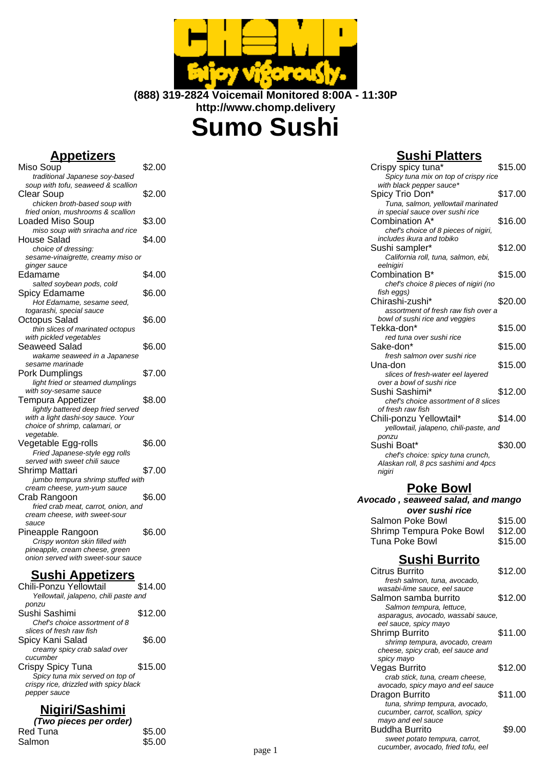**(888) 319-2824 Voicemail Monitored 8:00A - 11:30P**

**http://www.chomp.delivery**

# Sumo Sushi

## Appetizers

Miso Soup $2.00
*traditional Japanese soy-based soup with tofu, seaweed & scallion*

Clear Soup $2.00
*chicken broth-based soup with fried onion, mushrooms & scallion*

Loaded Miso Soup $3.00
*miso soup with sriracha and rice*

House Salad $4.00
*choice of dressing: sesame-vinaigrette, creamy miso or ginger sauce*

Edamame $4.00
*salted soybean pods, cold*

Spicy Edamame $6.00
*Hot Edamame, sesame seed, togarashi, special sauce*

Octopus Salad $6.00
*thin slices of marinated octopus with pickled vegetables*

Seaweed Salad $6.00
*wakame seaweed in a Japanese sesame marinade*

Pork Dumplings $7.00
*light fried or steamed dumplings with soy-sesame sauce*

Tempura Appetizer $8.00
*lightly battered deep fried served with a light dashi-soy sauce. Your choice of shrimp, calamari, or vegetable.*

Vegetable Egg-rolls $6.00
*Fried Japanese-style egg rolls served with sweet chili sauce*

Shrimp Mattari $7.00
*jumbo tempura shrimp stuffed with cream cheese, yum-yum sauce*

Crab Rangoon $6.00
*fried crab meat, carrot, onion, and cream cheese, with sweet-sour sauce*

Pineapple Rangoon $6.00
*Crispy wonton skin filled with pineapple, cream cheese, green onion served with sweet-sour sauce*

## Sushi Appetizers

Chili-Ponzu Yellowtail $14.00
*Yellowtail, jalapeno, chili paste and ponzu*

Sushi Sashimi $12.00
*Chef's choice assortment of 8 slices of fresh raw fish*

Spicy Kani Salad $6.00
*creamy spicy crab salad over cucumber*

Crispy Spicy Tuna $15.00
*Spicy tuna mix served on top of crispy rice, drizzled with spicy black pepper sauce*

## Nigiri/Sashimi

**(Two pieces per order)**

Red Tuna $5.00

Salmon $5.00

## Sushi Platters

Crispy spicy tuna* $15.00
*Spicy tuna mix on top of crispy rice with black pepper sauce**

Spicy Trio Don* $17.00
*Tuna, salmon, yellowtail marinated in special sauce over sushi rice*

Combination A* $16.00
*chef's choice of 8 pieces of nigiri, includes ikura and tobiko*

Sushi sampler* $12.00
*California roll, tuna, salmon, ebi, eelnigiri*

Combination B* $15.00
*chef's choice 8 pieces of nigiri (no fish eggs)*

Chirashi-zushi* $20.00
*assortment of fresh raw fish over a bowl of sushi rice and veggies*

Tekka-don* $15.00
*red tuna over sushi rice*

Sake-don* $15.00
*fresh salmon over sushi rice*

Una-don $15.00
*slices of fresh-water eel layered over a bowl of sushi rice*

Sushi Sashimi* $12.00
*chef's choice assortment of 8 slices of fresh raw fish*

Chili-ponzu Yellowtail* $14.00
*yellowtail, jalapeno, chili-paste, and ponzu*

Sushi Boat* $30.00
*chef's choice: spicy tuna crunch, Alaskan roll, 8 pcs sashimi and 4pcs nigiri*

## Poke Bowl

**Avocado , seaweed salad, and mango over sushi rice**

Salmon Poke Bowl $15.00

Shrimp Tempura Poke Bowl $12.00

Tuna Poke Bowl $15.00

## Sushi Burrito

Citrus Burrito $12.00
*fresh salmon, tuna, avocado, wasabi-lime sauce, eel sauce*

Salmon samba burrito $12.00
*Salmon tempura, lettuce, asparagus, avocado, wassabi sauce, eel sauce, spicy mayo*

Shrimp Burrito $11.00
*shrimp tempura, avocado, cream cheese, spicy crab, eel sauce and spicy mayo*

Vegas Burrito $12.00
*crab stick, tuna, cream cheese, avocado, spicy mayo and eel sauce*

Dragon Burrito $11.00
*tuna, shrimp tempura, avocado, cucumber, carrot, scallion, spicy mayo and eel sauce*

Buddha Burrito $9.00
*sweet potato tempura, carrot, cucumber, avocado, fried tofu, eel*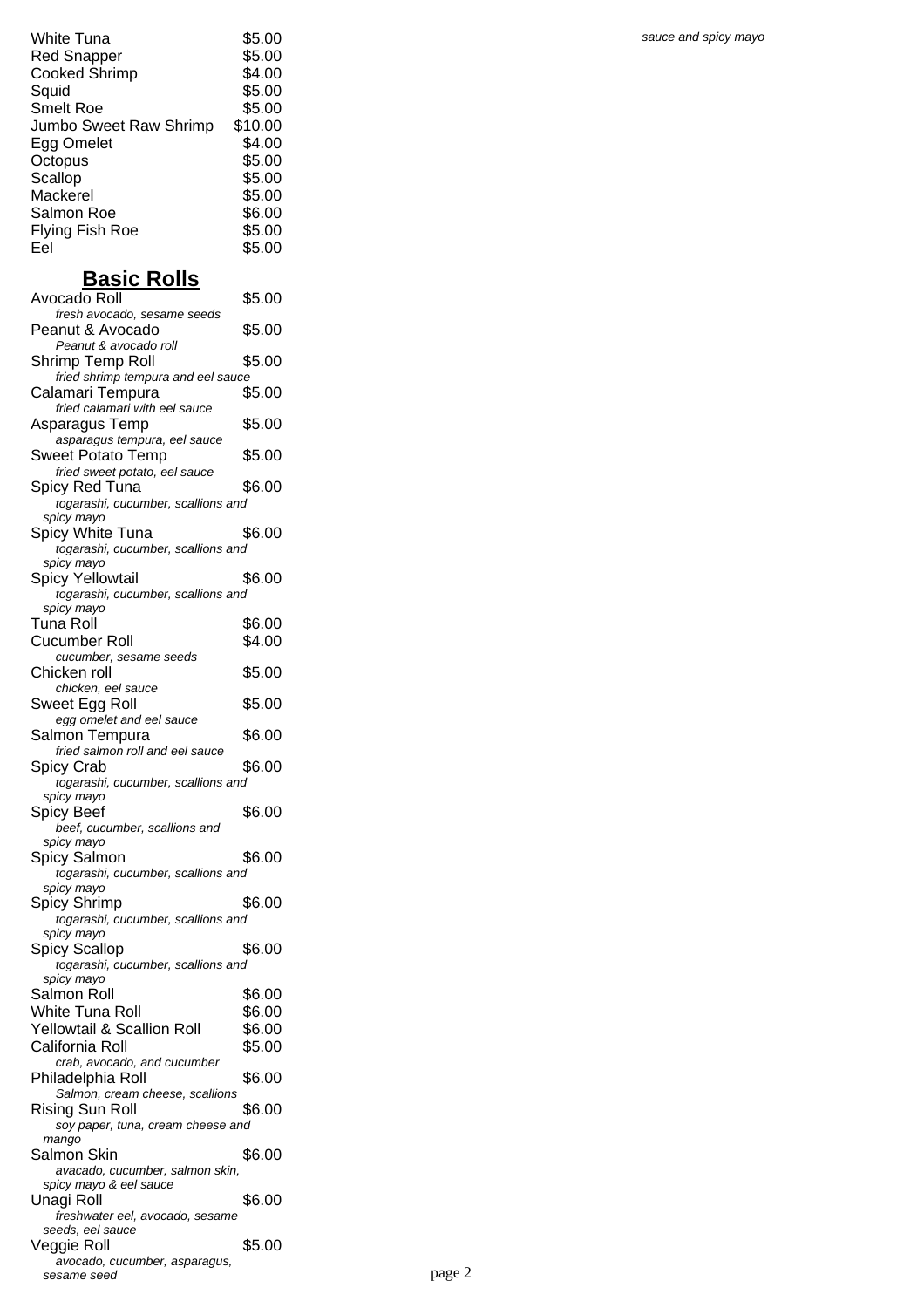sauce and spicy mayo

| | |
|---|---|
| White Tuna | $5.00 |
| Red Snapper | $5.00 |
| Cooked Shrimp | $4.00 |
| Squid | $5.00 |
| Smelt Roe | $5.00 |
| Jumbo Sweet Raw Shrimp | $10.00 |
| Egg Omelet | $4.00 |
| Octopus | $5.00 |
| Scallop | $5.00 |
| Mackerel | $5.00 |
| Salmon Roe | $6.00 |
| Flying Fish Roe | $5.00 |
| Eel | $5.00 |

## Basic Rolls

Avocado Roll — $5.00
*fresh avocado, sesame seeds*

Peanut & Avocado — $5.00
*Peanut & avocado roll*

Shrimp Temp Roll — $5.00
*fried shrimp tempura and eel sauce*

Calamari Tempura — $5.00
*fried calamari with eel sauce*

Asparagus Temp — $5.00
*asparagus tempura, eel sauce*

Sweet Potato Temp — $5.00
*fried sweet potato, eel sauce*

Spicy Red Tuna — $6.00
*togarashi, cucumber, scallions and spicy mayo*

Spicy White Tuna — $6.00
*togarashi, cucumber, scallions and spicy mayo*

Spicy Yellowtail — $6.00
*togarashi, cucumber, scallions and spicy mayo*

Tuna Roll — $6.00

Cucumber Roll — $4.00
*cucumber, sesame seeds*

Chicken roll — $5.00
*chicken, eel sauce*

Sweet Egg Roll — $5.00
*egg omelet and eel sauce*

Salmon Tempura — $6.00
*fried salmon roll and eel sauce*

Spicy Crab — $6.00
*togarashi, cucumber, scallions and spicy mayo*

Spicy Beef — $6.00
*beef, cucumber, scallions and spicy mayo*

Spicy Salmon — $6.00
*togarashi, cucumber, scallions and spicy mayo*

Spicy Shrimp — $6.00
*togarashi, cucumber, scallions and spicy mayo*

Spicy Scallop — $6.00
*togarashi, cucumber, scallions and spicy mayo*

Salmon Roll — $6.00

White Tuna Roll — $6.00

Yellowtail & Scallion Roll — $6.00

California Roll — $5.00
*crab, avocado, and cucumber*

Philadelphia Roll — $6.00
*Salmon, cream cheese, scallions*

Rising Sun Roll — $6.00
*soy paper, tuna, cream cheese and mango*

Salmon Skin — $6.00
*avacado, cucumber, salmon skin, spicy mayo & eel sauce*

Unagi Roll — $6.00
*freshwater eel, avocado, sesame seeds, eel sauce*

Veggie Roll — $5.00
*avocado, cucumber, asparagus, sesame seed*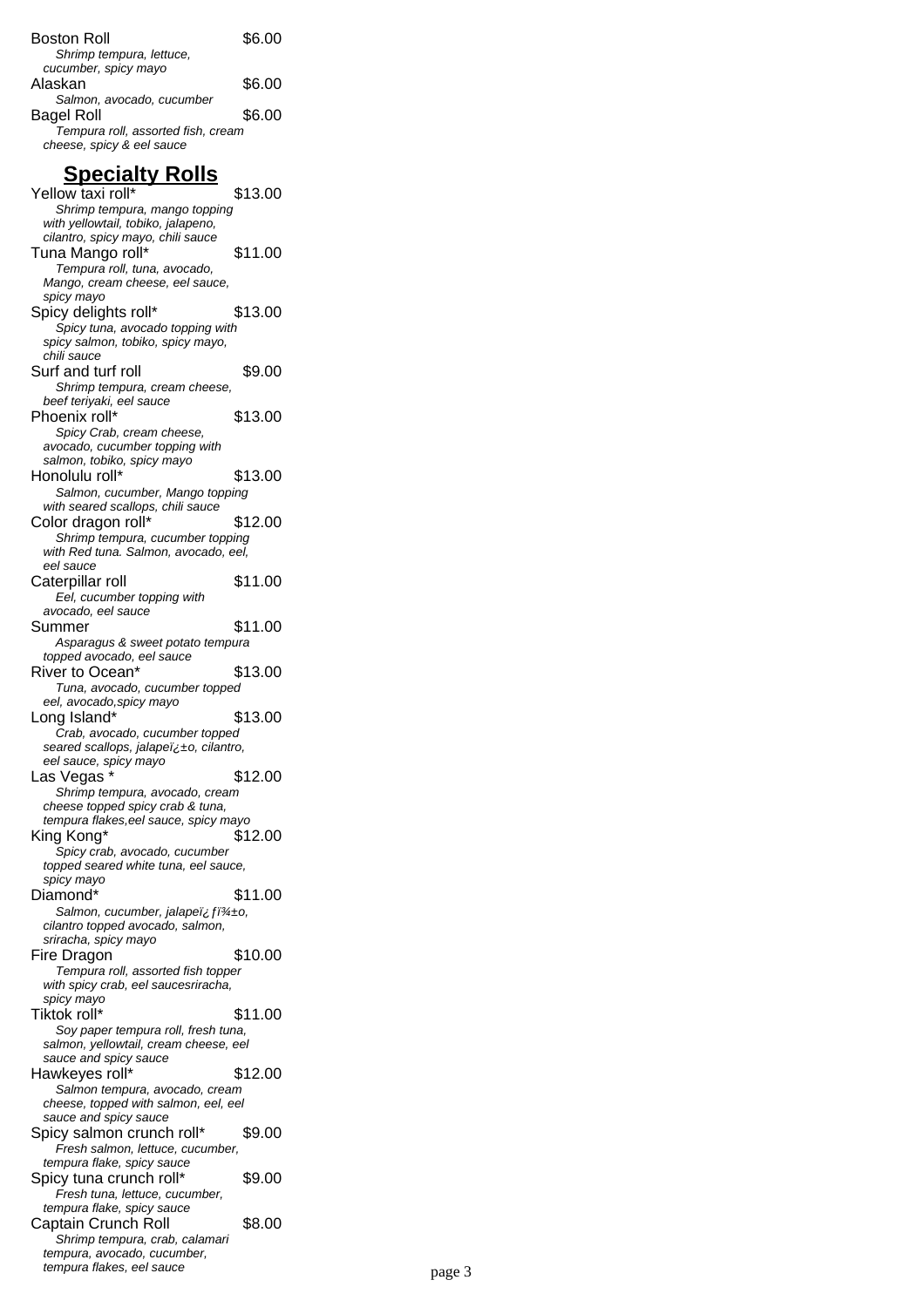Boston Roll $6.00
*Shrimp tempura, lettuce, cucumber, spicy mayo*

Alaskan $6.00
*Salmon, avocado, cucumber*

Bagel Roll $6.00
*Tempura roll, assorted fish, cream cheese, spicy & eel sauce*

## Specialty Rolls

Yellow taxi roll* $13.00
*Shrimp tempura, mango topping with yellowtail, tobiko, jalapeno, cilantro, spicy mayo, chili sauce*

Tuna Mango roll* $11.00
*Tempura roll, tuna, avocado, Mango, cream cheese, eel sauce, spicy mayo*

Spicy delights roll* $13.00
*Spicy tuna, avocado topping with spicy salmon, tobiko, spicy mayo, chili sauce*

Surf and turf roll $9.00
*Shrimp tempura, cream cheese, beef teriyaki, eel sauce*

Phoenix roll* $13.00
*Spicy Crab, cream cheese, avocado, cucumber topping with salmon, tobiko, spicy mayo*

Honolulu roll* $13.00
*Salmon, cucumber, Mango topping with seared scallops, chili sauce*

Color dragon roll* $12.00
*Shrimp tempura, cucumber topping with Red tuna. Salmon, avocado, eel, eel sauce*

Caterpillar roll $11.00
*Eel, cucumber topping with avocado, eel sauce*

Summer $11.00
*Asparagus & sweet potato tempura topped avocado, eel sauce*

River to Ocean* $13.00
*Tuna, avocado, cucumber topped eel, avocado,spicy mayo*

Long Island* $13.00
*Crab, avocado, cucumber topped seared scallops, jalapeï¿±o, cilantro, eel sauce, spicy mayo*

Las Vegas * $12.00
*Shrimp tempura, avocado, cream cheese topped spicy crab & tuna, tempura flakes,eel sauce, spicy mayo*

King Kong* $12.00
*Spicy crab, avocado, cucumber topped seared white tuna, eel sauce, spicy mayo*

Diamond* $11.00
*Salmon, cucumber, jalapeï¿ƒï¾±o, cilantro topped avocado, salmon, sriracha, spicy mayo*

Fire Dragon $10.00
*Tempura roll, assorted fish topper with spicy crab, eel saucesriracha, spicy mayo*

Tiktok roll* $11.00
*Soy paper tempura roll, fresh tuna, salmon, yellowtail, cream cheese, eel sauce and spicy sauce*

Hawkeyes roll* $12.00
*Salmon tempura, avocado, cream cheese, topped with salmon, eel, eel sauce and spicy sauce*

Spicy salmon crunch roll* $9.00
*Fresh salmon, lettuce, cucumber, tempura flake, spicy sauce*

Spicy tuna crunch roll* $9.00
*Fresh tuna, lettuce, cucumber, tempura flake, spicy sauce*

Captain Crunch Roll $8.00
*Shrimp tempura, crab, calamari tempura, avocado, cucumber, tempura flakes, eel sauce*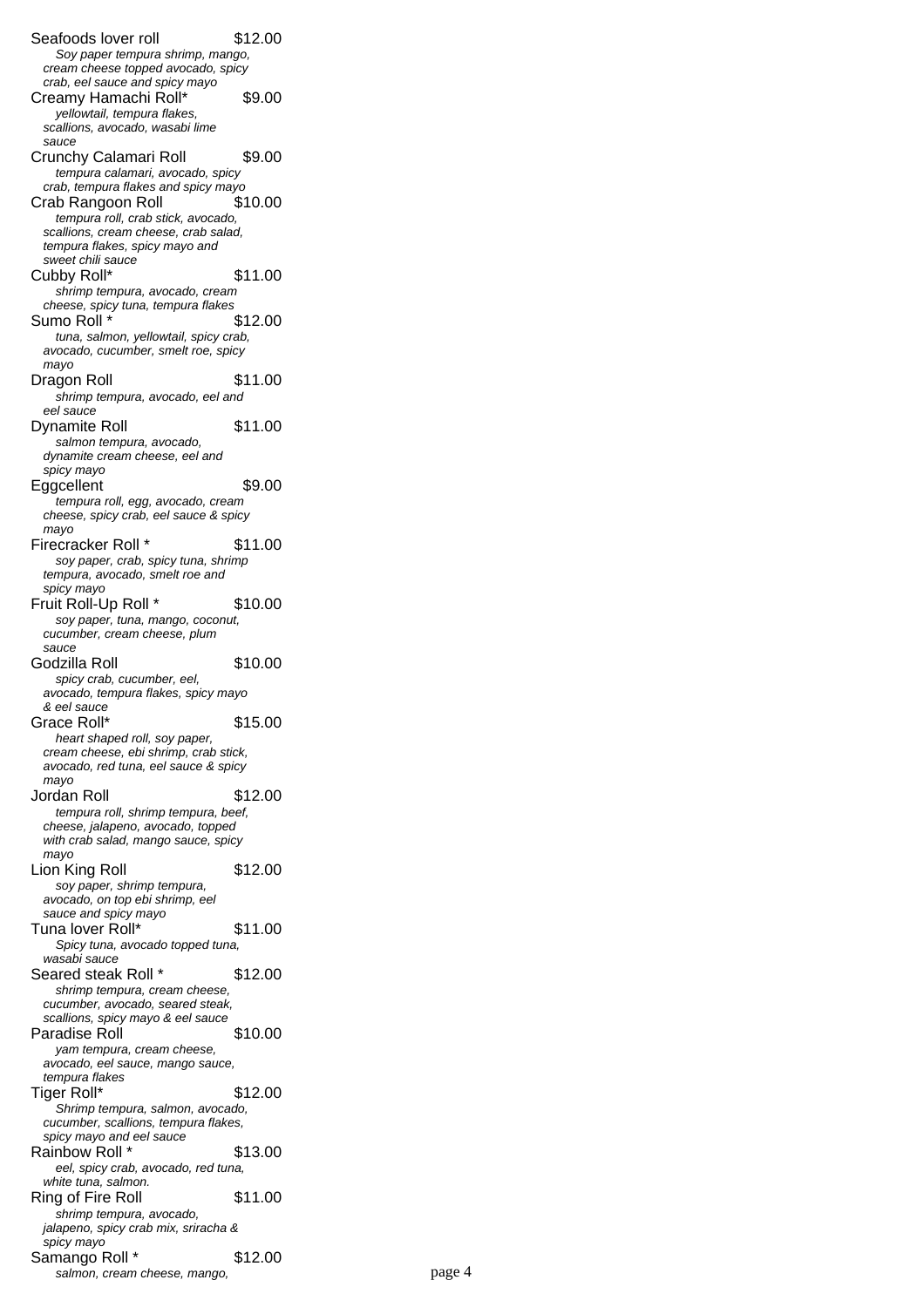**Seafoods lover roll** $12.00
*Soy paper tempura shrimp, mango, cream cheese topped avocado, spicy crab, eel sauce and spicy mayo*

**Creamy Hamachi Roll*** $9.00
*yellowtail, tempura flakes, scallions, avocado, wasabi lime sauce*

**Crunchy Calamari Roll** $9.00
*tempura calamari, avocado, spicy crab, tempura flakes and spicy mayo*

**Crab Rangoon Roll** $10.00
*tempura roll, crab stick, avocado, scallions, cream cheese, crab salad, tempura flakes, spicy mayo and sweet chili sauce*

**Cubby Roll*** $11.00
*shrimp tempura, avocado, cream cheese, spicy tuna, tempura flakes*

**Sumo Roll *** $12.00
*tuna, salmon, yellowtail, spicy crab, avocado, cucumber, smelt roe, spicy mayo*

**Dragon Roll** $11.00
*shrimp tempura, avocado, eel and eel sauce*

**Dynamite Roll** $11.00
*salmon tempura, avocado, dynamite cream cheese, eel and spicy mayo*

**Eggcellent** $9.00
*tempura roll, egg, avocado, cream cheese, spicy crab, eel sauce & spicy mayo*

**Firecracker Roll *** $11.00
*soy paper, crab, spicy tuna, shrimp tempura, avocado, smelt roe and spicy mayo*

**Fruit Roll-Up Roll *** $10.00
*soy paper, tuna, mango, coconut, cucumber, cream cheese, plum sauce*

**Godzilla Roll** $10.00
*spicy crab, cucumber, eel, avocado, tempura flakes, spicy mayo & eel sauce*

**Grace Roll*** $15.00
*heart shaped roll, soy paper, cream cheese, ebi shrimp, crab stick, avocado, red tuna, eel sauce & spicy mayo*

**Jordan Roll** $12.00
*tempura roll, shrimp tempura, beef, cheese, jalapeno, avocado, topped with crab salad, mango sauce, spicy mayo*

**Lion King Roll** $12.00
*soy paper, shrimp tempura, avocado, on top ebi shrimp, eel sauce and spicy mayo*

**Tuna lover Roll*** $11.00
*Spicy tuna, avocado topped tuna, wasabi sauce*

**Seared steak Roll *** $12.00
*shrimp tempura, cream cheese, cucumber, avocado, seared steak, scallions, spicy mayo & eel sauce*

**Paradise Roll** $10.00
*yam tempura, cream cheese, avocado, eel sauce, mango sauce, tempura flakes*

**Tiger Roll*** $12.00
*Shrimp tempura, salmon, avocado, cucumber, scallions, tempura flakes, spicy mayo and eel sauce*

**Rainbow Roll *** $13.00
*eel, spicy crab, avocado, red tuna, white tuna, salmon.*

**Ring of Fire Roll** $11.00
*shrimp tempura, avocado, jalapeno, spicy crab mix, sriracha & spicy mayo*

**Samango Roll *** $12.00
*salmon, cream cheese, mango,*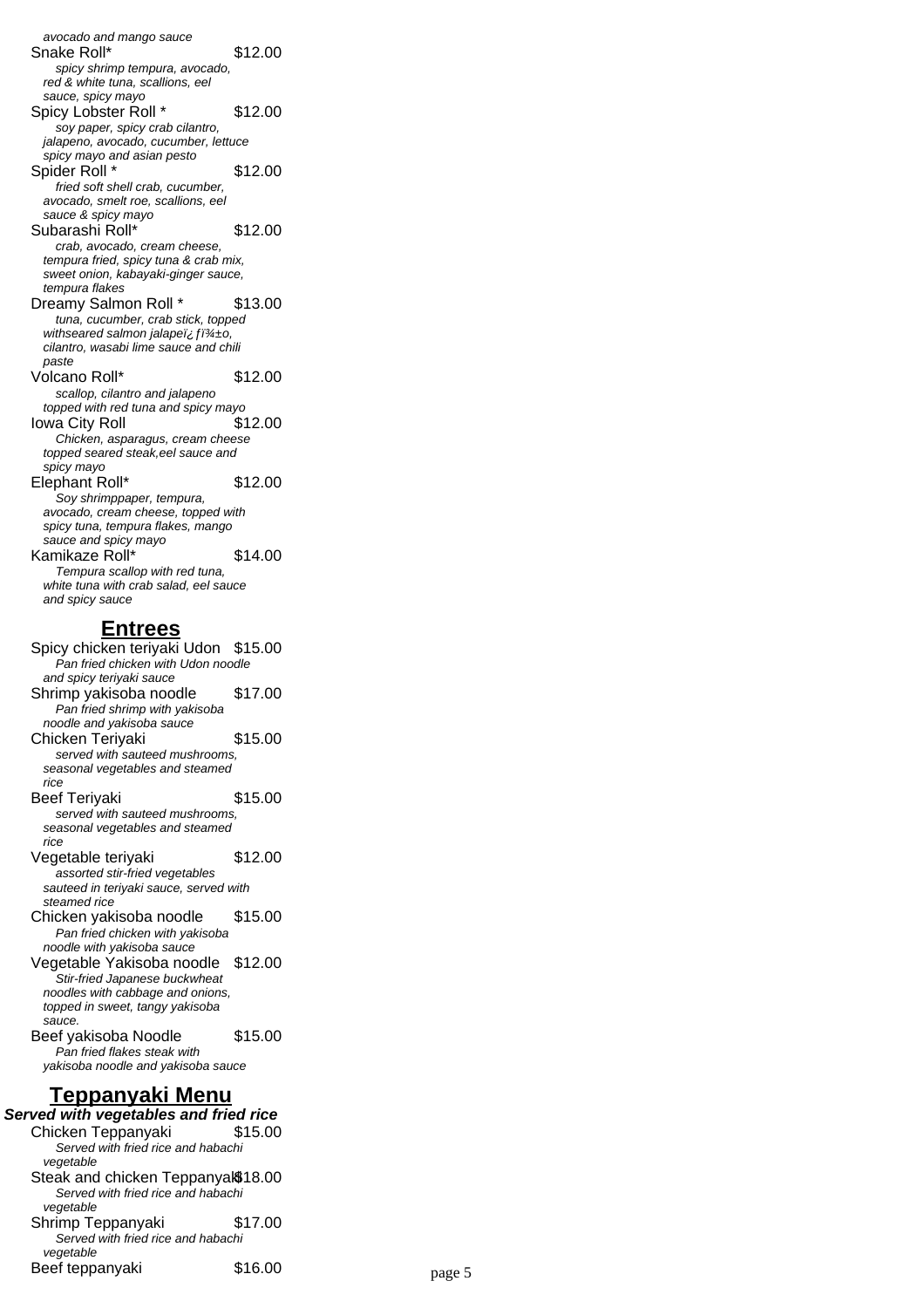*avocado and mango sauce*

Snake Roll* $12.00
*spicy shrimp tempura, avocado, red & white tuna, scallions, eel sauce, spicy mayo*

Spicy Lobster Roll * $12.00
*soy paper, spicy crab cilantro, jalapeno, avocado, cucumber, lettuce spicy mayo and asian pesto*

Spider Roll * $12.00
*fried soft shell crab, cucumber, avocado, smelt roe, scallions, eel sauce & spicy mayo*

Subarashi Roll* $12.00
*crab, avocado, cream cheese, tempura fried, spicy tuna & crab mix, sweet onion, kabayaki-ginger sauce, tempura flakes*

Dreamy Salmon Roll * $13.00
*tuna, cucumber, crab stick, topped withseared salmon jalapeï¿ƒï¾±o, cilantro, wasabi lime sauce and chili paste*

Volcano Roll* $12.00
*scallop, cilantro and jalapeno topped with red tuna and spicy mayo*

Iowa City Roll $12.00
*Chicken, asparagus, cream cheese topped seared steak,eel sauce and spicy mayo*

Elephant Roll* $12.00
*Soy shrimppaper, tempura, avocado, cream cheese, topped with spicy tuna, tempura flakes, mango sauce and spicy mayo*

Kamikaze Roll* $14.00
*Tempura scallop with red tuna, white tuna with crab salad, eel sauce and spicy sauce*

## Entrees

Spicy chicken teriyaki Udon $15.00
*Pan fried chicken with Udon noodle and spicy teriyaki sauce*

Shrimp yakisoba noodle $17.00
*Pan fried shrimp with yakisoba noodle and yakisoba sauce*

Chicken Teriyaki $15.00
*served with sauteed mushrooms, seasonal vegetables and steamed rice*

Beef Teriyaki $15.00
*served with sauteed mushrooms, seasonal vegetables and steamed rice*

Vegetable teriyaki $12.00
*assorted stir-fried vegetables sauteed in teriyaki sauce, served with steamed rice*

Chicken yakisoba noodle $15.00
*Pan fried chicken with yakisoba noodle with yakisoba sauce*

Vegetable Yakisoba noodle $12.00
*Stir-fried Japanese buckwheat noodles with cabbage and onions, topped in sweet, tangy yakisoba sauce.*

Beef yakisoba Noodle $15.00
*Pan fried flakes steak with yakisoba noodle and yakisoba sauce*

## Teppanyaki Menu

***Served with vegetables and fried rice***

Chicken Teppanyaki $15.00
*Served with fried rice and habachi vegetable*

Steak and chicken Teppanyaki $18.00
*Served with fried rice and habachi vegetable*

Shrimp Teppanyaki $17.00
*Served with fried rice and habachi vegetable*

Beef teppanyaki $16.00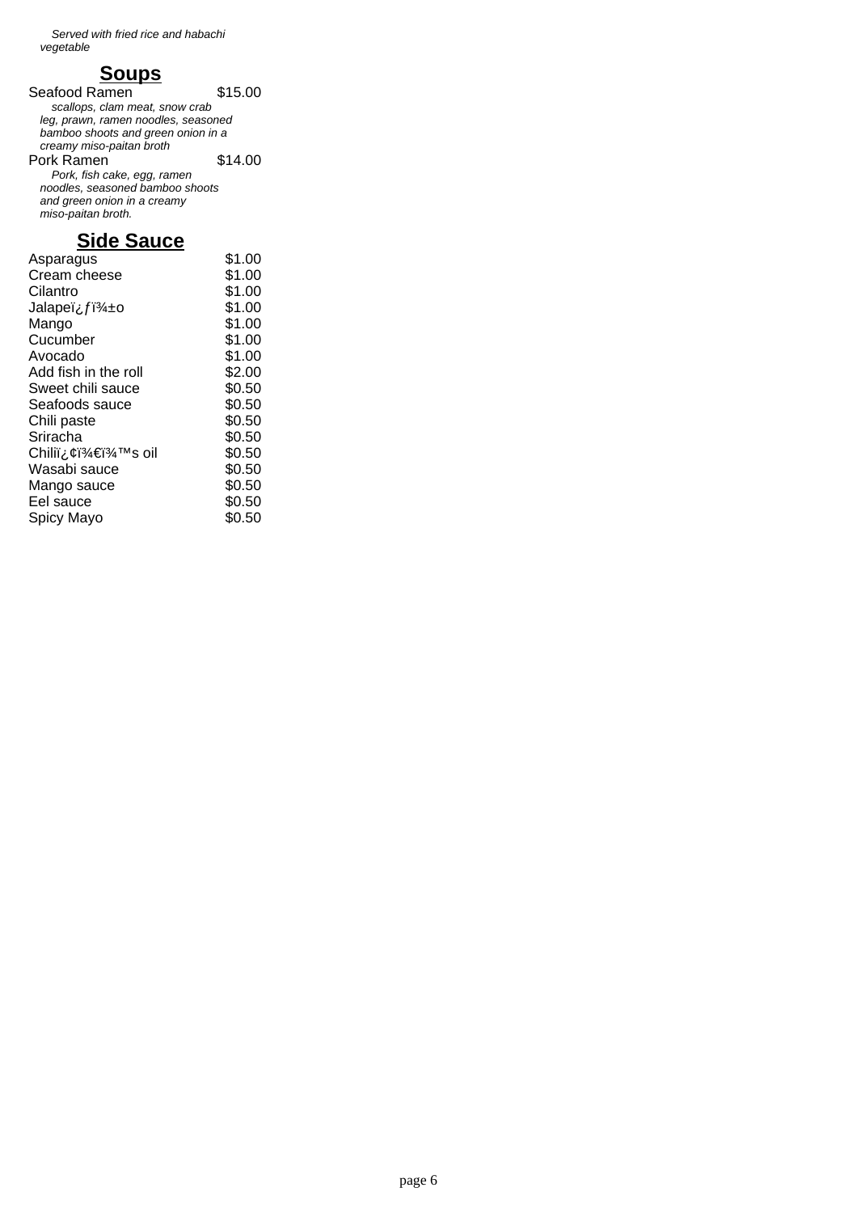*Served with fried rice and habachi vegetable*

## Soups

Seafood Ramen $15.00

*scallops, clam meat, snow crab leg, prawn, ramen noodles, seasoned bamboo shoots and green onion in a creamy miso-paitan broth*

Pork Ramen $14.00

*Pork, fish cake, egg, ramen noodles, seasoned bamboo shoots and green onion in a creamy miso-paitan broth.*

## Side Sauce

| | |
|---|---|
| Asparagus | $1.00 |
| Cream cheese | $1.00 |
| Cilantro | $1.00 |
| Jalapeï¿ƒï¾±o | $1.00 |
| Mango | $1.00 |
| Cucumber | $1.00 |
| Avocado | $1.00 |
| Add fish in the roll | $2.00 |
| Sweet chili sauce | $0.50 |
| Seafoods sauce | $0.50 |
| Chili paste | $0.50 |
| Sriracha | $0.50 |
| Chiliï¿¢ï¾€ï¾™s oil | $0.50 |
| Wasabi sauce | $0.50 |
| Mango sauce | $0.50 |
| Eel sauce | $0.50 |
| Spicy Mayo | $0.50 |